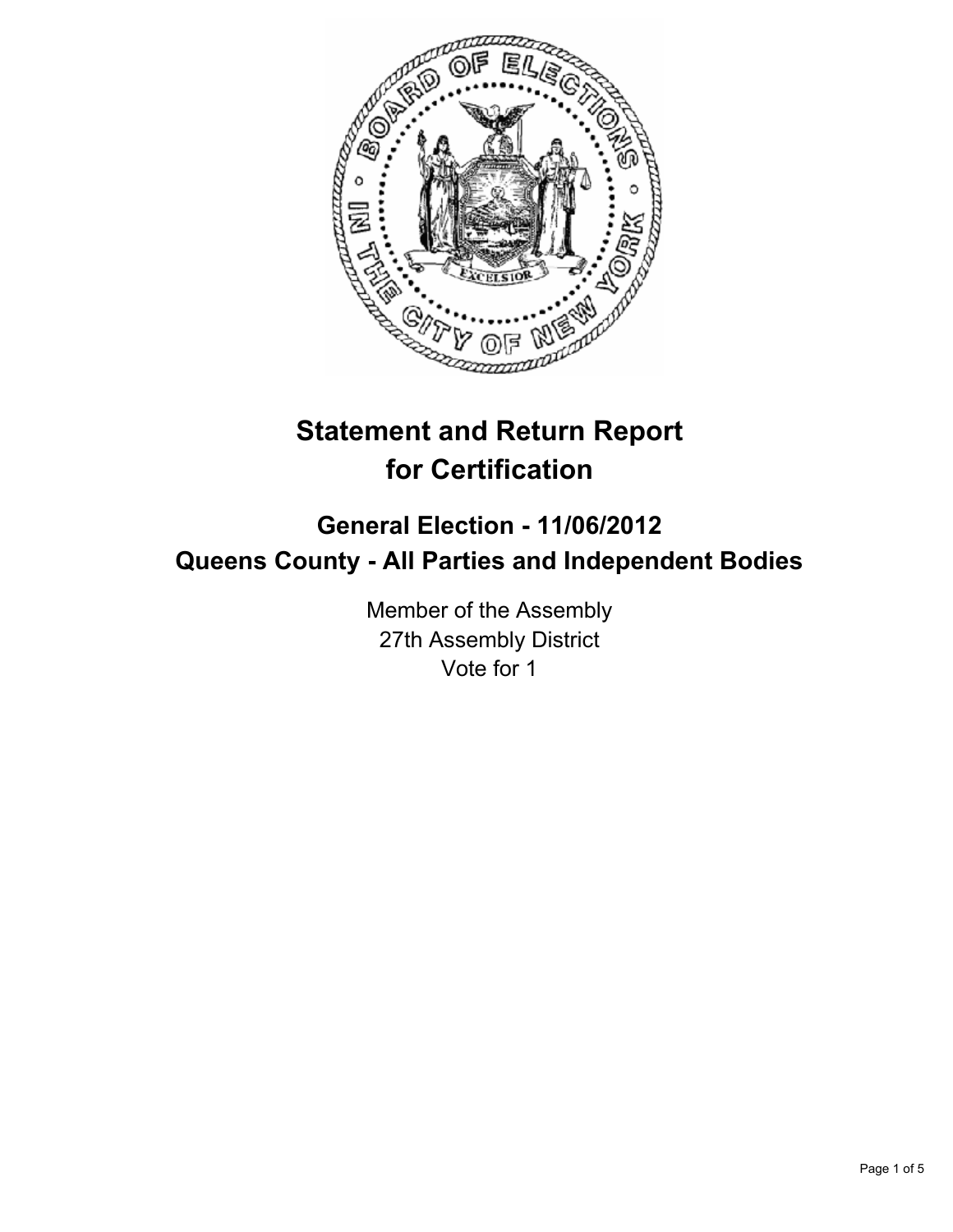# Statement and Return Report for Certification

## General Election - 11/06/2012
## Queens County - All Parties and Independent Bodies

Member of the Assembly
27th Assembly District
Vote for 1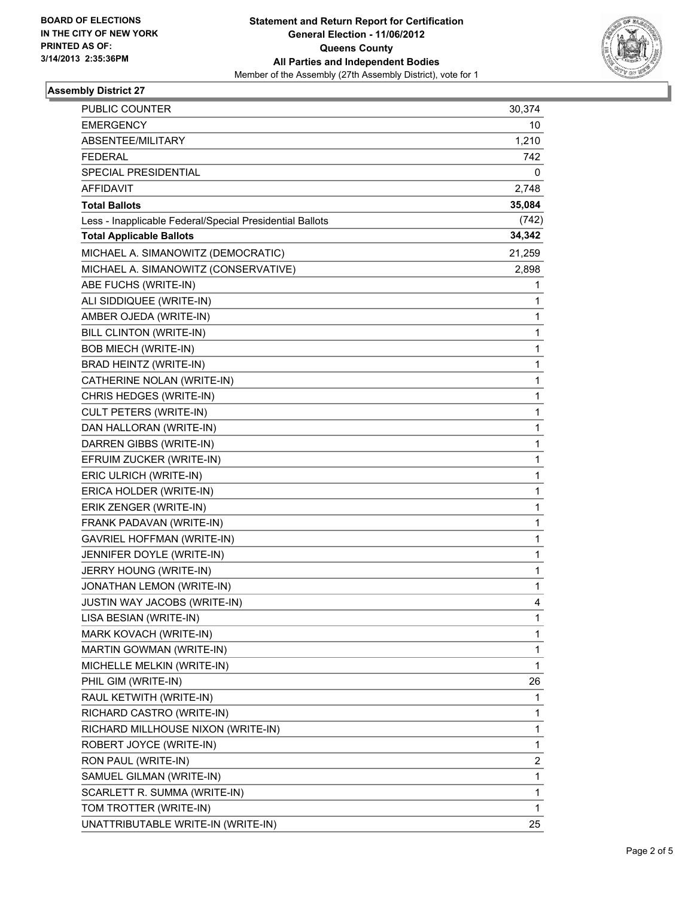**BOARD OF ELECTIONS IN THE CITY OF NEW YORK PRINTED AS OF: 3/14/2013 2:35:36PM**

**Statement and Return Report for Certification**
**General Election - 11/06/2012**
**Queens County**
**All Parties and Independent Bodies**
Member of the Assembly (27th Assembly District), vote for 1

## Assembly District 27

| | |
|---|---|
| PUBLIC COUNTER | 30,374 |
| EMERGENCY | 10 |
| ABSENTEE/MILITARY | 1,210 |
| FEDERAL | 742 |
| SPECIAL PRESIDENTIAL | 0 |
| AFFIDAVIT | 2,748 |
| **Total Ballots** | **35,084** |
| Less - Inapplicable Federal/Special Presidential Ballots | (742) |
| **Total Applicable Ballots** | **34,342** |
| MICHAEL A. SIMANOWITZ (DEMOCRATIC) | 21,259 |
| MICHAEL A. SIMANOWITZ (CONSERVATIVE) | 2,898 |
| ABE FUCHS (WRITE-IN) | 1 |
| ALI SIDDIQUEE (WRITE-IN) | 1 |
| AMBER OJEDA (WRITE-IN) | 1 |
| BILL CLINTON (WRITE-IN) | 1 |
| BOB MIECH (WRITE-IN) | 1 |
| BRAD HEINTZ (WRITE-IN) | 1 |
| CATHERINE NOLAN (WRITE-IN) | 1 |
| CHRIS HEDGES (WRITE-IN) | 1 |
| CULT PETERS (WRITE-IN) | 1 |
| DAN HALLORAN (WRITE-IN) | 1 |
| DARREN GIBBS (WRITE-IN) | 1 |
| EFRUIM ZUCKER (WRITE-IN) | 1 |
| ERIC ULRICH (WRITE-IN) | 1 |
| ERICA HOLDER (WRITE-IN) | 1 |
| ERIK ZENGER (WRITE-IN) | 1 |
| FRANK PADAVAN (WRITE-IN) | 1 |
| GAVRIEL HOFFMAN (WRITE-IN) | 1 |
| JENNIFER DOYLE (WRITE-IN) | 1 |
| JERRY HOUNG (WRITE-IN) | 1 |
| JONATHAN LEMON (WRITE-IN) | 1 |
| JUSTIN WAY JACOBS (WRITE-IN) | 4 |
| LISA BESIAN (WRITE-IN) | 1 |
| MARK KOVACH (WRITE-IN) | 1 |
| MARTIN GOWMAN (WRITE-IN) | 1 |
| MICHELLE MELKIN (WRITE-IN) | 1 |
| PHIL GIM (WRITE-IN) | 26 |
| RAUL KETWITH (WRITE-IN) | 1 |
| RICHARD CASTRO (WRITE-IN) | 1 |
| RICHARD MILLHOUSE NIXON (WRITE-IN) | 1 |
| ROBERT JOYCE (WRITE-IN) | 1 |
| RON PAUL (WRITE-IN) | 2 |
| SAMUEL GILMAN (WRITE-IN) | 1 |
| SCARLETT R. SUMMA (WRITE-IN) | 1 |
| TOM TROTTER (WRITE-IN) | 1 |
| UNATTRIBUTABLE WRITE-IN (WRITE-IN) | 25 |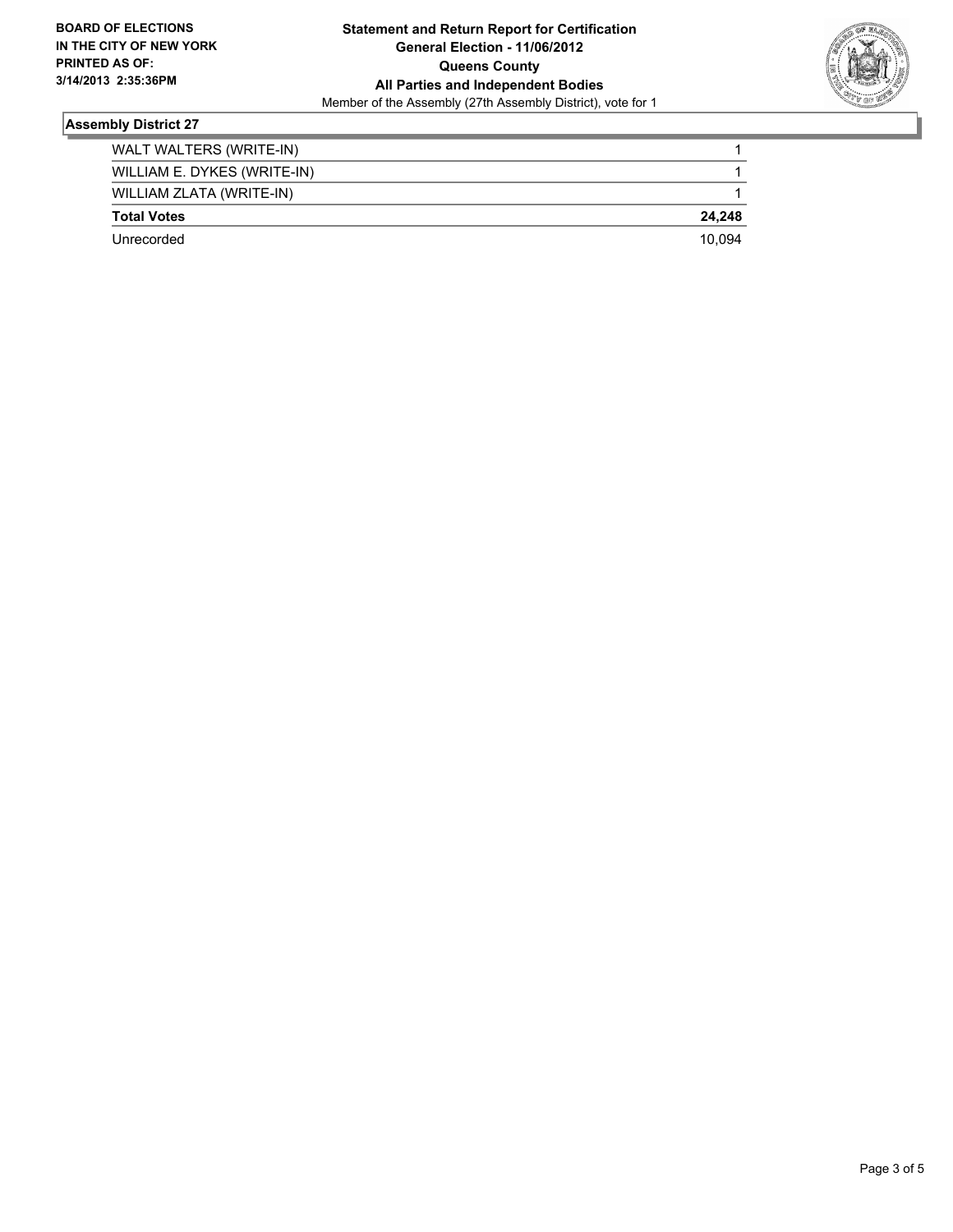**BOARD OF ELECTIONS IN THE CITY OF NEW YORK**
**PRINTED AS OF: 3/14/2013 2:35:36PM**

**Statement and Return Report for Certification**
**General Election - 11/06/2012**
**Queens County**
**All Parties and Independent Bodies**
Member of the Assembly (27th Assembly District), vote for 1

## Assembly District 27

| | |
|---|---|
| WALT WALTERS (WRITE-IN) | 1 |
| WILLIAM E. DYKES (WRITE-IN) | 1 |
| WILLIAM ZLATA (WRITE-IN) | 1 |
| **Total Votes** | **24,248** |
| Unrecorded | 10,094 |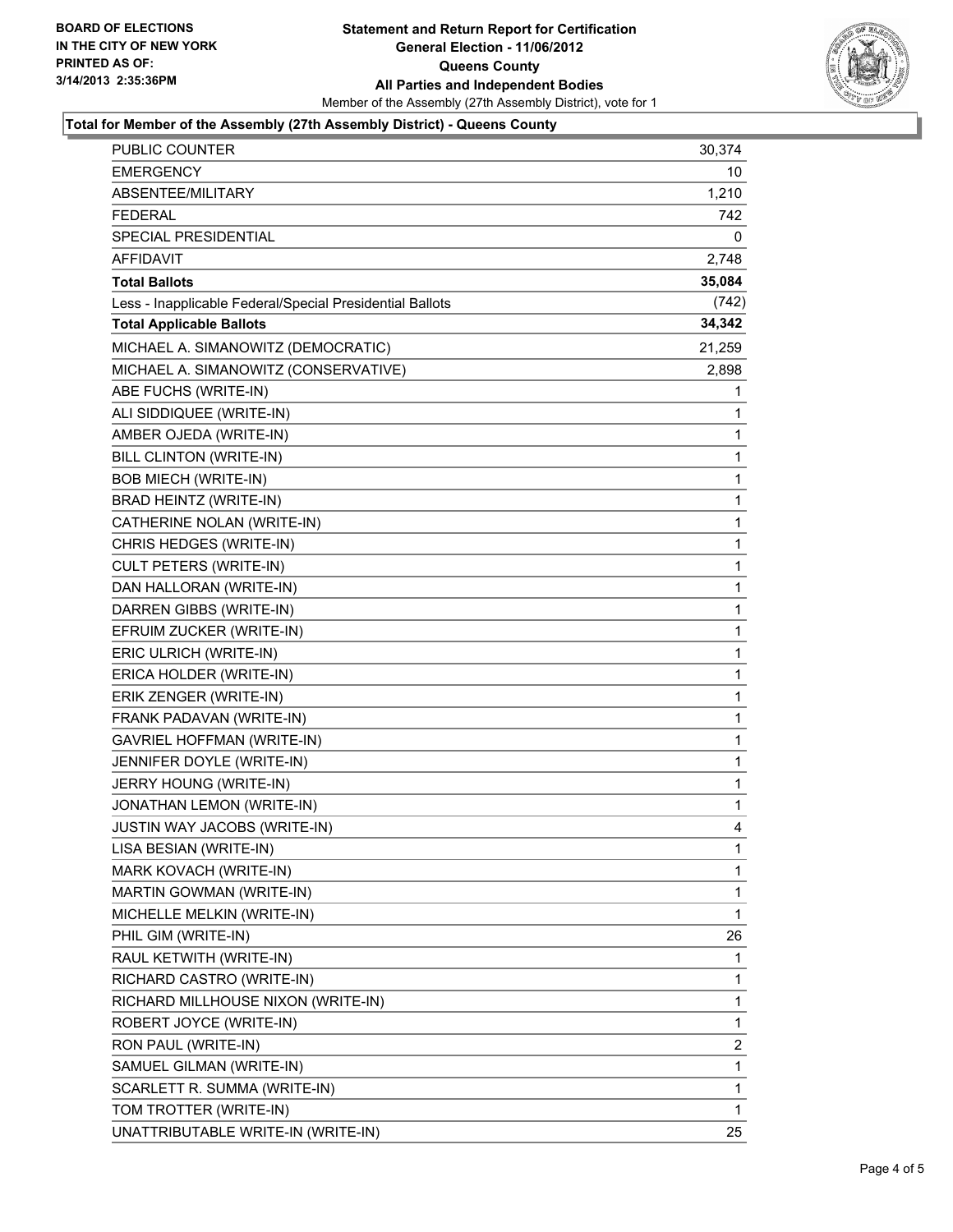**BOARD OF ELECTIONS**
**IN THE CITY OF NEW YORK**
**PRINTED AS OF:**
**3/14/2013 2:35:36PM**

# Statement and Return Report for Certification
## General Election - 11/06/2012
## Queens County
## All Parties and Independent Bodies

Member of the Assembly (27th Assembly District), vote for 1

### Total for Member of the Assembly (27th Assembly District) - Queens County

| | |
|---|---|
| PUBLIC COUNTER | 30,374 |
| EMERGENCY | 10 |
| ABSENTEE/MILITARY | 1,210 |
| FEDERAL | 742 |
| SPECIAL PRESIDENTIAL | 0 |
| AFFIDAVIT | 2,748 |
| **Total Ballots** | **35,084** |
| Less - Inapplicable Federal/Special Presidential Ballots | (742) |
| **Total Applicable Ballots** | **34,342** |
| MICHAEL A. SIMANOWITZ (DEMOCRATIC) | 21,259 |
| MICHAEL A. SIMANOWITZ (CONSERVATIVE) | 2,898 |
| ABE FUCHS (WRITE-IN) | 1 |
| ALI SIDDIQUEE (WRITE-IN) | 1 |
| AMBER OJEDA (WRITE-IN) | 1 |
| BILL CLINTON (WRITE-IN) | 1 |
| BOB MIECH (WRITE-IN) | 1 |
| BRAD HEINTZ (WRITE-IN) | 1 |
| CATHERINE NOLAN (WRITE-IN) | 1 |
| CHRIS HEDGES (WRITE-IN) | 1 |
| CULT PETERS (WRITE-IN) | 1 |
| DAN HALLORAN (WRITE-IN) | 1 |
| DARREN GIBBS (WRITE-IN) | 1 |
| EFRUIM ZUCKER (WRITE-IN) | 1 |
| ERIC ULRICH (WRITE-IN) | 1 |
| ERICA HOLDER (WRITE-IN) | 1 |
| ERIK ZENGER (WRITE-IN) | 1 |
| FRANK PADAVAN (WRITE-IN) | 1 |
| GAVRIEL HOFFMAN (WRITE-IN) | 1 |
| JENNIFER DOYLE (WRITE-IN) | 1 |
| JERRY HOUNG (WRITE-IN) | 1 |
| JONATHAN LEMON (WRITE-IN) | 1 |
| JUSTIN WAY JACOBS (WRITE-IN) | 4 |
| LISA BESIAN (WRITE-IN) | 1 |
| MARK KOVACH (WRITE-IN) | 1 |
| MARTIN GOWMAN (WRITE-IN) | 1 |
| MICHELLE MELKIN (WRITE-IN) | 1 |
| PHIL GIM (WRITE-IN) | 26 |
| RAUL KETWITH (WRITE-IN) | 1 |
| RICHARD CASTRO (WRITE-IN) | 1 |
| RICHARD MILLHOUSE NIXON (WRITE-IN) | 1 |
| ROBERT JOYCE (WRITE-IN) | 1 |
| RON PAUL (WRITE-IN) | 2 |
| SAMUEL GILMAN (WRITE-IN) | 1 |
| SCARLETT R. SUMMA (WRITE-IN) | 1 |
| TOM TROTTER (WRITE-IN) | 1 |
| UNATTRIBUTABLE WRITE-IN (WRITE-IN) | 25 |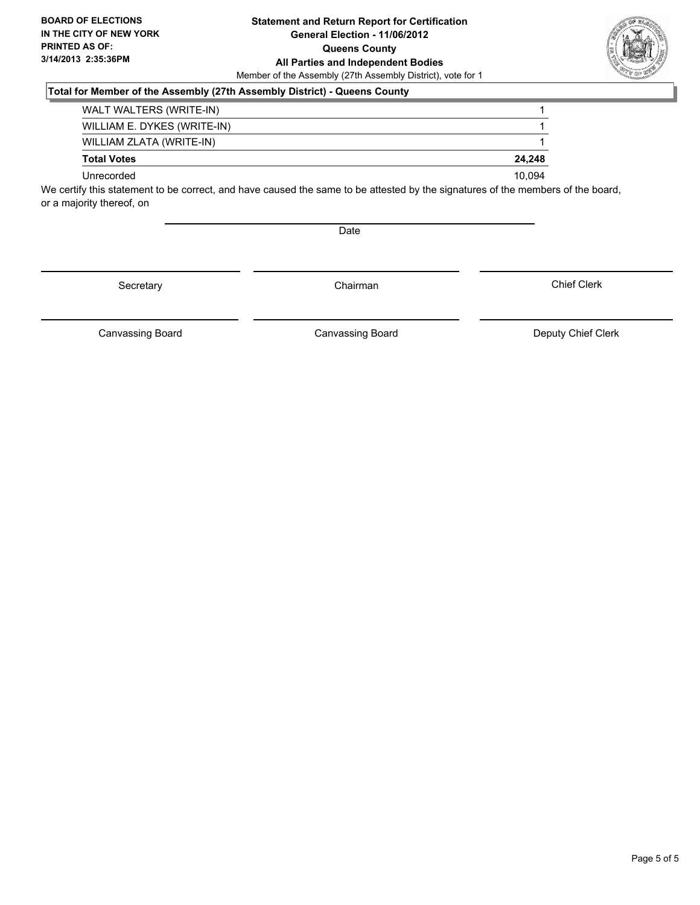**Statement and Return Report for Certification**
**General Election - 11/06/2012**
**Queens County**
**All Parties and Independent Bodies**
Member of the Assembly (27th Assembly District), vote for 1

**BOARD OF ELECTIONS IN THE CITY OF NEW YORK PRINTED AS OF: 3/14/2013 2:35:36PM**

### Total for Member of the Assembly (27th Assembly District) - Queens County

| | |
|---|---|
| WALT WALTERS (WRITE-IN) | 1 |
| WILLIAM E. DYKES (WRITE-IN) | 1 |
| WILLIAM ZLATA (WRITE-IN) | 1 |
| **Total Votes** | **24,248** |
| Unrecorded | 10,094 |

We certify this statement to be correct, and have caused the same to be attested by the signatures of the members of the board, or a majority thereof, on

Date

Secretary

Chairman

Chief Clerk

Canvassing Board

Canvassing Board

Deputy Chief Clerk